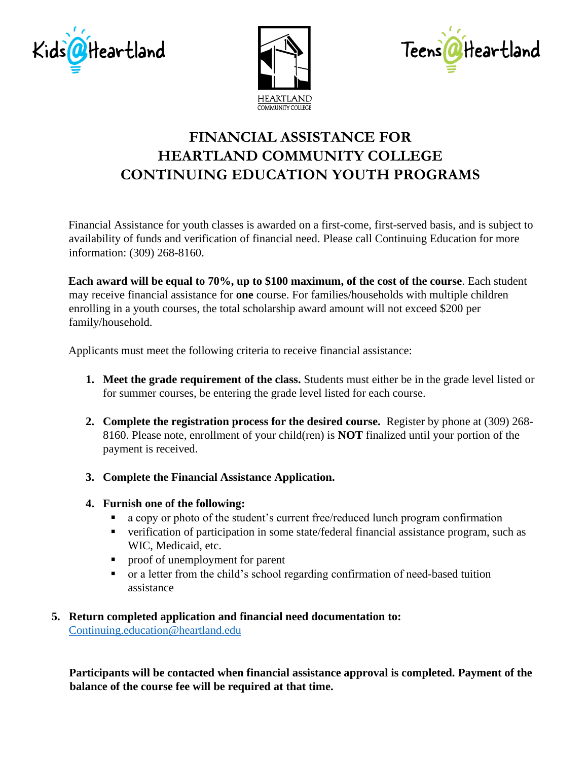Kids@Heartland

HEARTLAND COMMUNITY COLLEGE

Teens@Heartland

# FINANCIAL ASSISTANCE FOR HEARTLAND COMMUNITY COLLEGE CONTINUING EDUCATION YOUTH PROGRAMS

Financial Assistance for youth classes is awarded on a first-come, first-served basis, and is subject to availability of funds and verification of financial need. Please call Continuing Education for more information: (309) 268-8160.

**Each award will be equal to 70%, up to $100 maximum, of the cost of the course**. Each student may receive financial assistance for **one** course. For families/households with multiple children enrolling in a youth courses, the total scholarship award amount will not exceed $200 per family/household.

Applicants must meet the following criteria to receive financial assistance:

1. **Meet the grade requirement of the class.** Students must either be in the grade level listed or for summer courses, be entering the grade level listed for each course.

2. **Complete the registration process for the desired course.** Register by phone at (309) 268-8160. Please note, enrollment of your child(ren) is **NOT** finalized until your portion of the payment is received.

3. **Complete the Financial Assistance Application.**

4. **Furnish one of the following:**
   - a copy or photo of the student's current free/reduced lunch program confirmation
   - verification of participation in some state/federal financial assistance program, such as WIC, Medicaid, etc.
   - proof of unemployment for parent
   - or a letter from the child's school regarding confirmation of need-based tuition assistance

5. **Return completed application and financial need documentation to:** [Continuing.education@heartland.edu](mailto:Continuing.education@heartland.edu)

**Participants will be contacted when financial assistance approval is completed. Payment of the balance of the course fee will be required at that time.**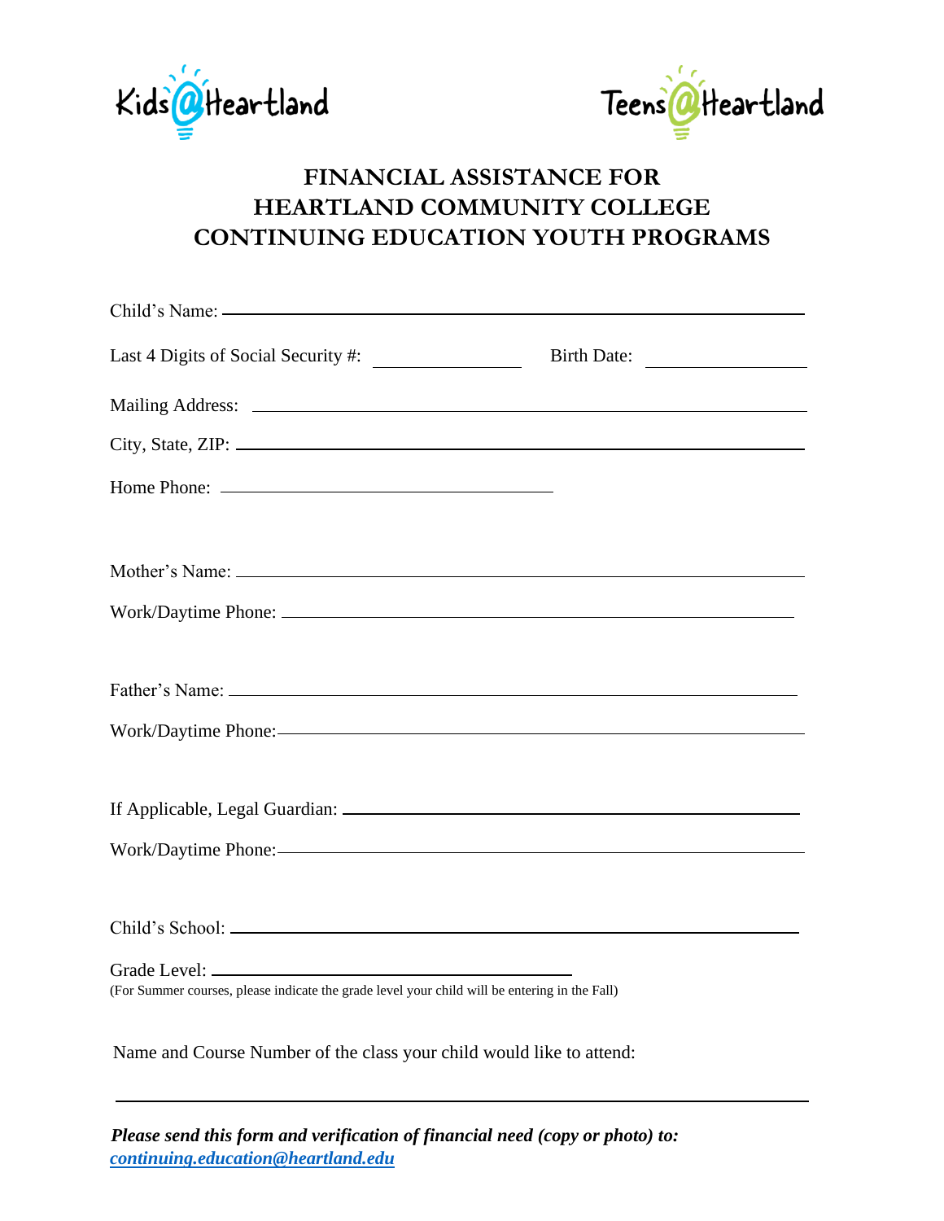Kids@Heartland

Teens@Heartland

# FINANCIAL ASSISTANCE FOR HEARTLAND COMMUNITY COLLEGE CONTINUING EDUCATION YOUTH PROGRAMS

Child's Name: ______________________________________________

Last 4 Digits of Social Security #: ______________ Birth Date: ______________

Mailing Address: ______________________________________________

City, State, ZIP: ______________________________________________

Home Phone: ______________________________

Mother's Name: ______________________________________________

Work/Daytime Phone: ______________________________________________

Father's Name: ______________________________________________

Work/Daytime Phone: ______________________________________________

If Applicable, Legal Guardian: ______________________________________________

Work/Daytime Phone: ______________________________________________

Child's School: ______________________________________________

Grade Level: ______________________________

(For Summer courses, please indicate the grade level your child will be entering in the Fall)

Name and Course Number of the class your child would like to attend:

______________________________________________

***Please send this form and verification of financial need (copy or photo) to:*** 
***continuing.education@heartland.edu***